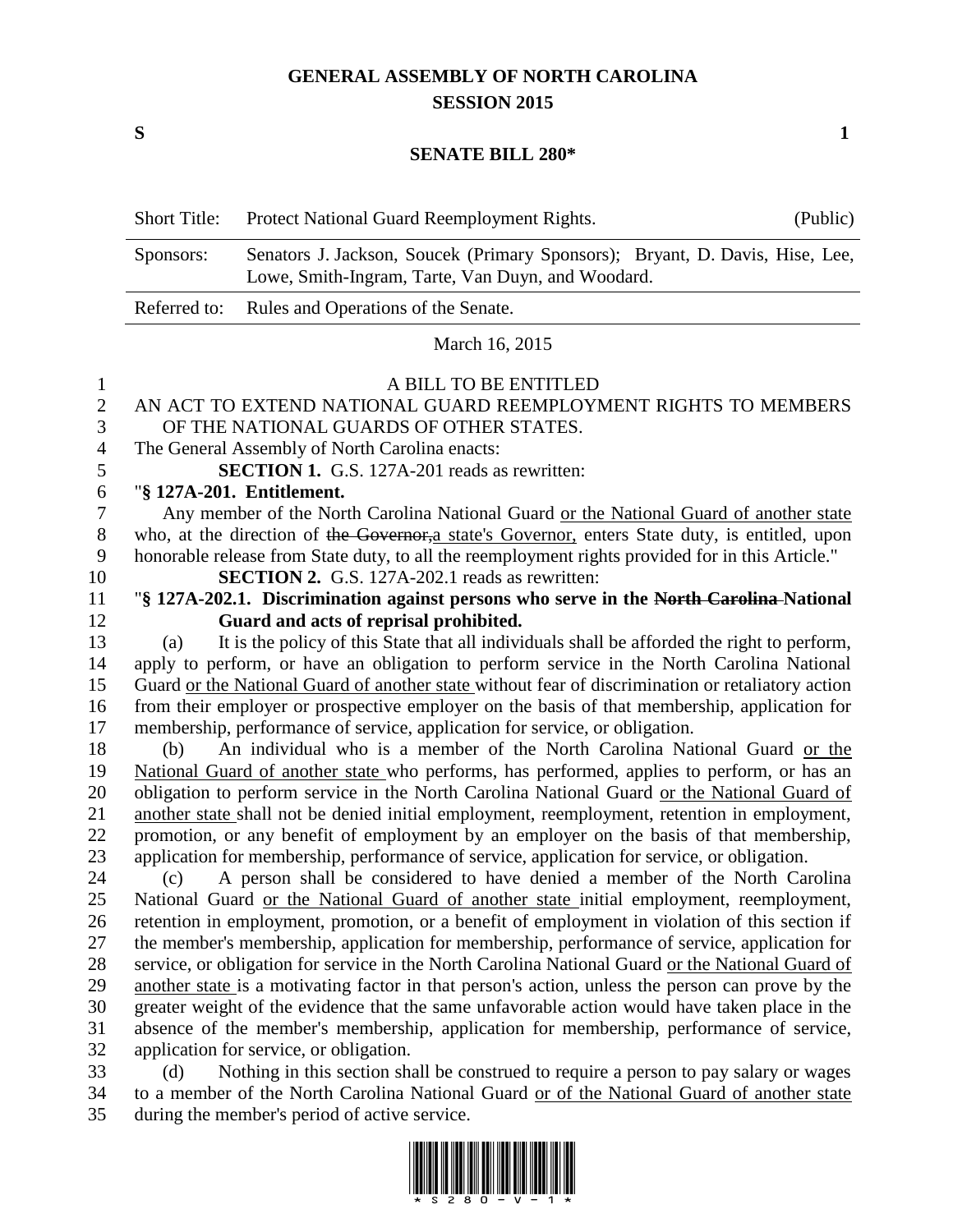# GENERAL ASSEMBLY OF NORTH CAROLINA
## SESSION 2015

**S** **1**

## SENATE BILL 280*

| Short Title: | Protect National Guard Reemployment Rights. | (Public) |
|---|---|---|
| Sponsors: | Senators J. Jackson, Soucek (Primary Sponsors); Bryant, D. Davis, Hise, Lee, Lowe, Smith-Ingram, Tarte, Van Duyn, and Woodard. | |
| Referred to: | Rules and Operations of the Senate. | |

March 16, 2015

A BILL TO BE ENTITLED

AN ACT TO EXTEND NATIONAL GUARD REEMPLOYMENT RIGHTS TO MEMBERS OF THE NATIONAL GUARDS OF OTHER STATES.

The General Assembly of North Carolina enacts:

**SECTION 1.** G.S. 127A-201 reads as rewritten:

"**§ 127A-201. Entitlement.**

Any member of the North Carolina National Guard <u>or the National Guard of another state</u> who, at the direction of ~~the Governor,~~<u>a state's Governor,</u> enters State duty, is entitled, upon honorable release from State duty, to all the reemployment rights provided for in this Article."

**SECTION 2.** G.S. 127A-202.1 reads as rewritten:

"**§ 127A-202.1. Discrimination against persons who serve in the ~~North Carolina~~ National Guard and acts of reprisal prohibited.**

(a) It is the policy of this State that all individuals shall be afforded the right to perform, apply to perform, or have an obligation to perform service in the North Carolina National Guard <u>or the National Guard of another state</u> without fear of discrimination or retaliatory action from their employer or prospective employer on the basis of that membership, application for membership, performance of service, application for service, or obligation.

(b) An individual who is a member of the North Carolina National Guard <u>or the National Guard of another state</u> who performs, has performed, applies to perform, or has an obligation to perform service in the North Carolina National Guard <u>or the National Guard of another state</u> shall not be denied initial employment, reemployment, retention in employment, promotion, or any benefit of employment by an employer on the basis of that membership, application for membership, performance of service, application for service, or obligation.

(c) A person shall be considered to have denied a member of the North Carolina National Guard <u>or the National Guard of another state</u> initial employment, reemployment, retention in employment, promotion, or a benefit of employment in violation of this section if the member's membership, application for membership, performance of service, application for service, or obligation for service in the North Carolina National Guard <u>or the National Guard of another state</u> is a motivating factor in that person's action, unless the person can prove by the greater weight of the evidence that the same unfavorable action would have taken place in the absence of the member's membership, application for membership, performance of service, application for service, or obligation.

(d) Nothing in this section shall be construed to require a person to pay salary or wages to a member of the North Carolina National Guard <u>or of the National Guard of another state</u> during the member's period of active service.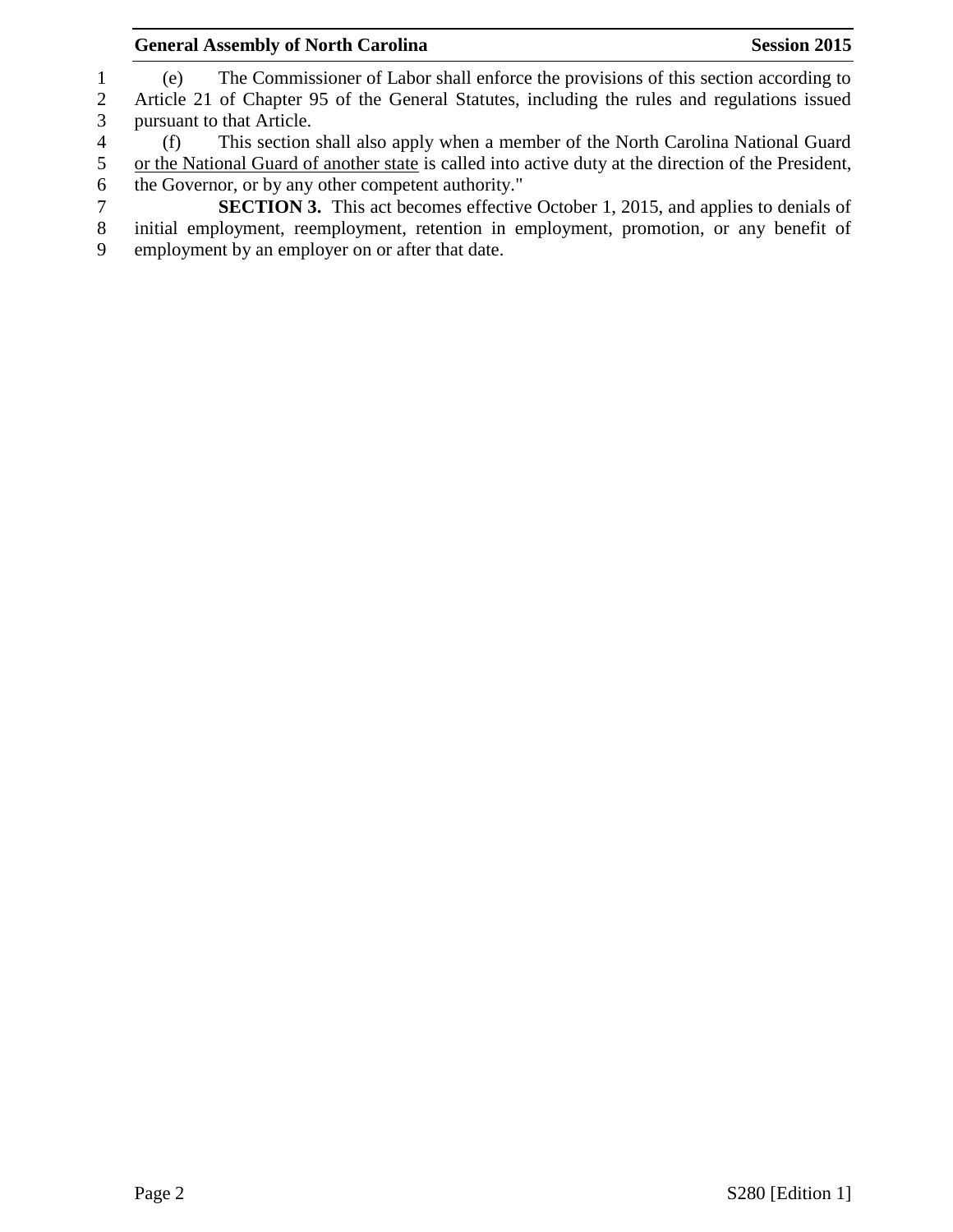(e) The Commissioner of Labor shall enforce the provisions of this section according to Article 21 of Chapter 95 of the General Statutes, including the rules and regulations issued pursuant to that Article.

(f) This section shall also apply when a member of the North Carolina National Guard <u>or the National Guard of another state</u> is called into active duty at the direction of the President, the Governor, or by any other competent authority."

**SECTION 3.** This act becomes effective October 1, 2015, and applies to denials of initial employment, reemployment, retention in employment, promotion, or any benefit of employment by an employer on or after that date.